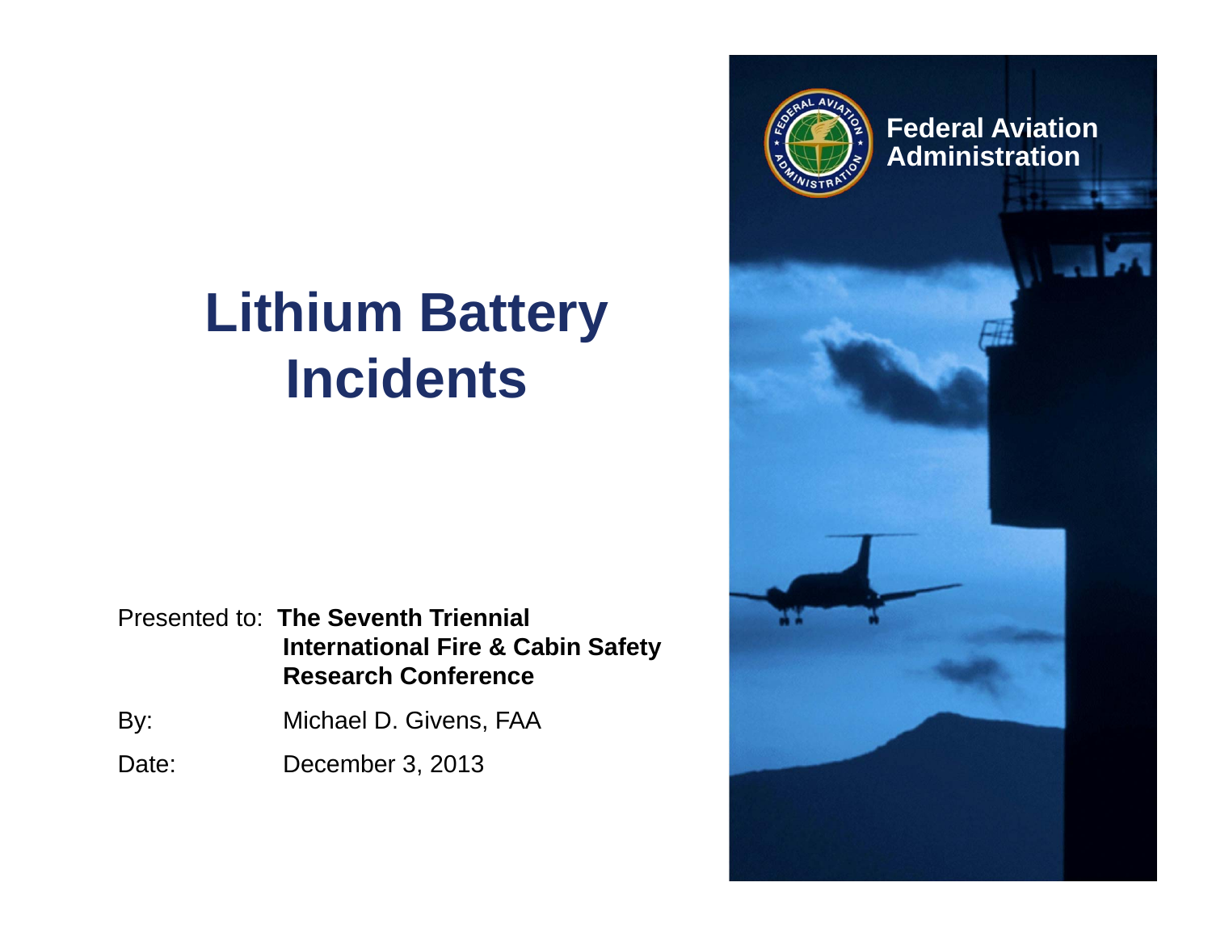# Lithium Battery Incidents

Presented to: **The Seventh Triennial International Fire & Cabin Safety Research Conference**

By: Michael D. Givens, FAA

Date: December 3, 2013

Federal Aviation Administration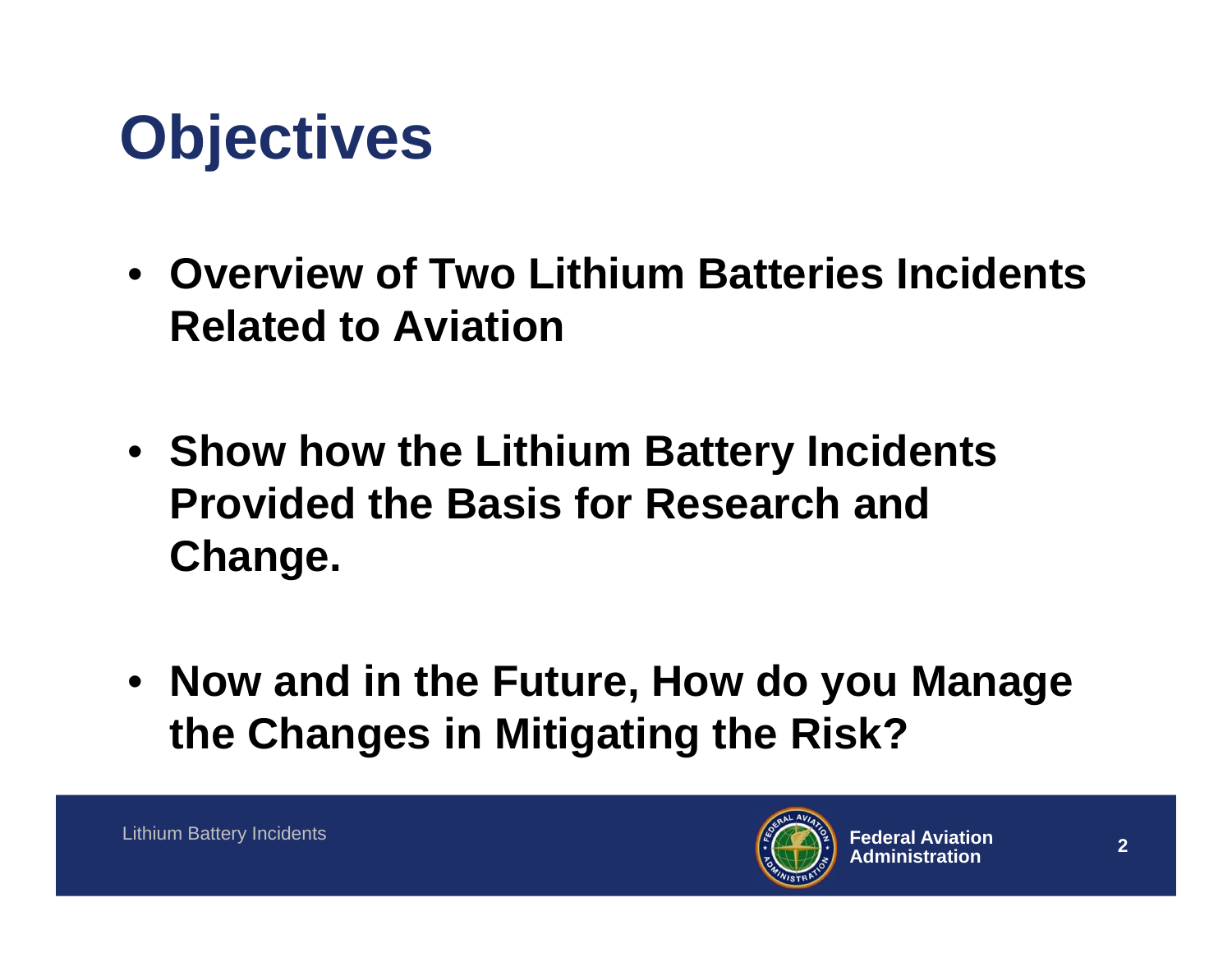# Objectives

- **Overview of Two Lithium Batteries Incidents Related to Aviation**
- **Show how the Lithium Battery Incidents Provided the Basis for Research and Change.**
- **Now and in the Future, How do you Manage the Changes in Mitigating the Risk?**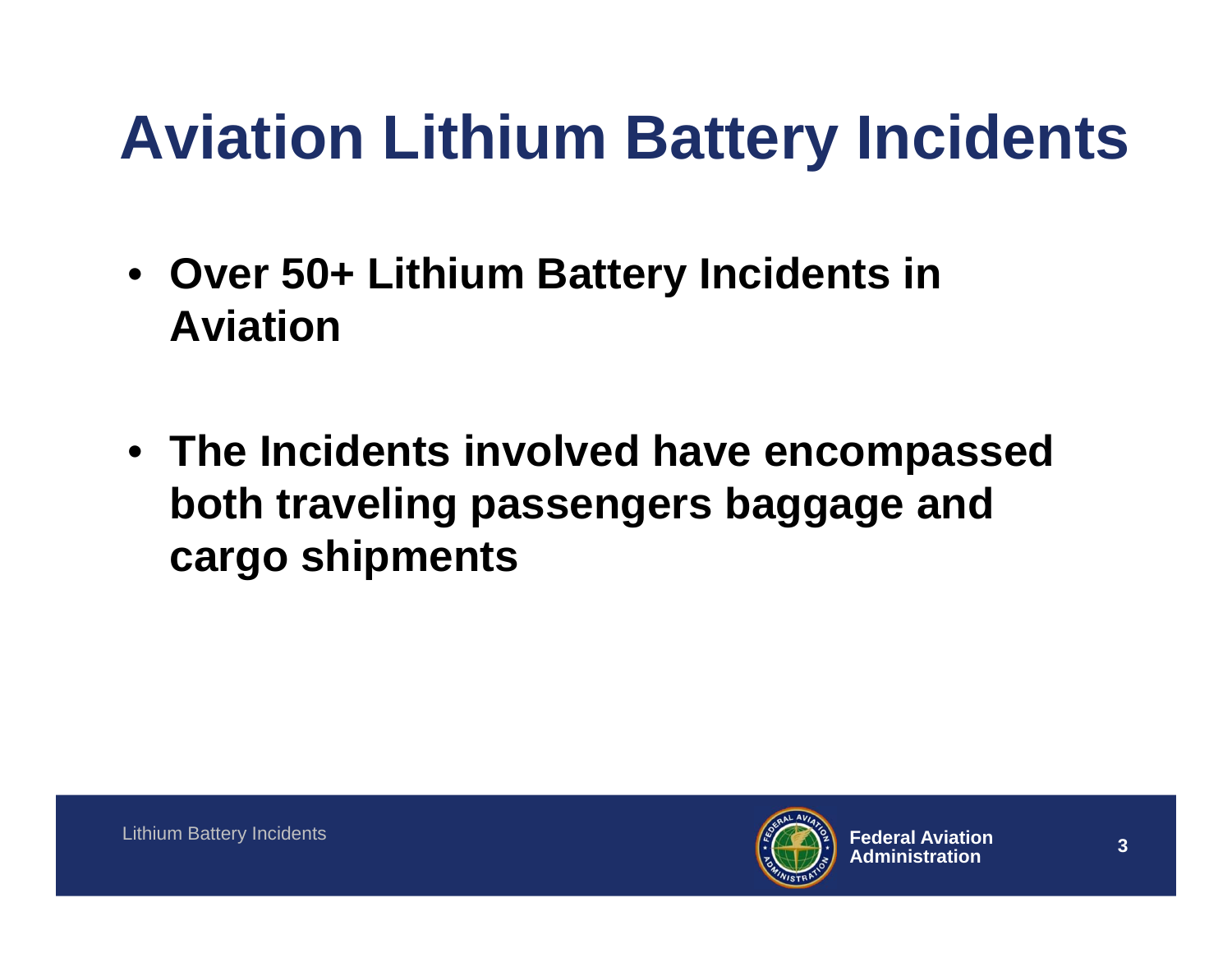# Aviation Lithium Battery Incidents

- **Over 50+ Lithium Battery Incidents in Aviation**

- **The Incidents involved have encompassed both traveling passengers baggage and cargo shipments**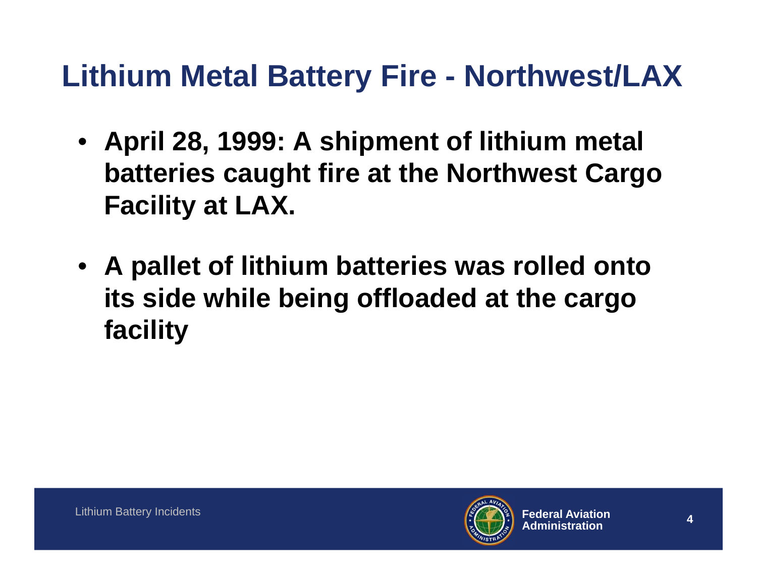# Lithium Metal Battery Fire - Northwest/LAX

- **April 28, 1999: A shipment of lithium metal batteries caught fire at the Northwest Cargo Facility at LAX.**
- **A pallet of lithium batteries was rolled onto its side while being offloaded at the cargo facility**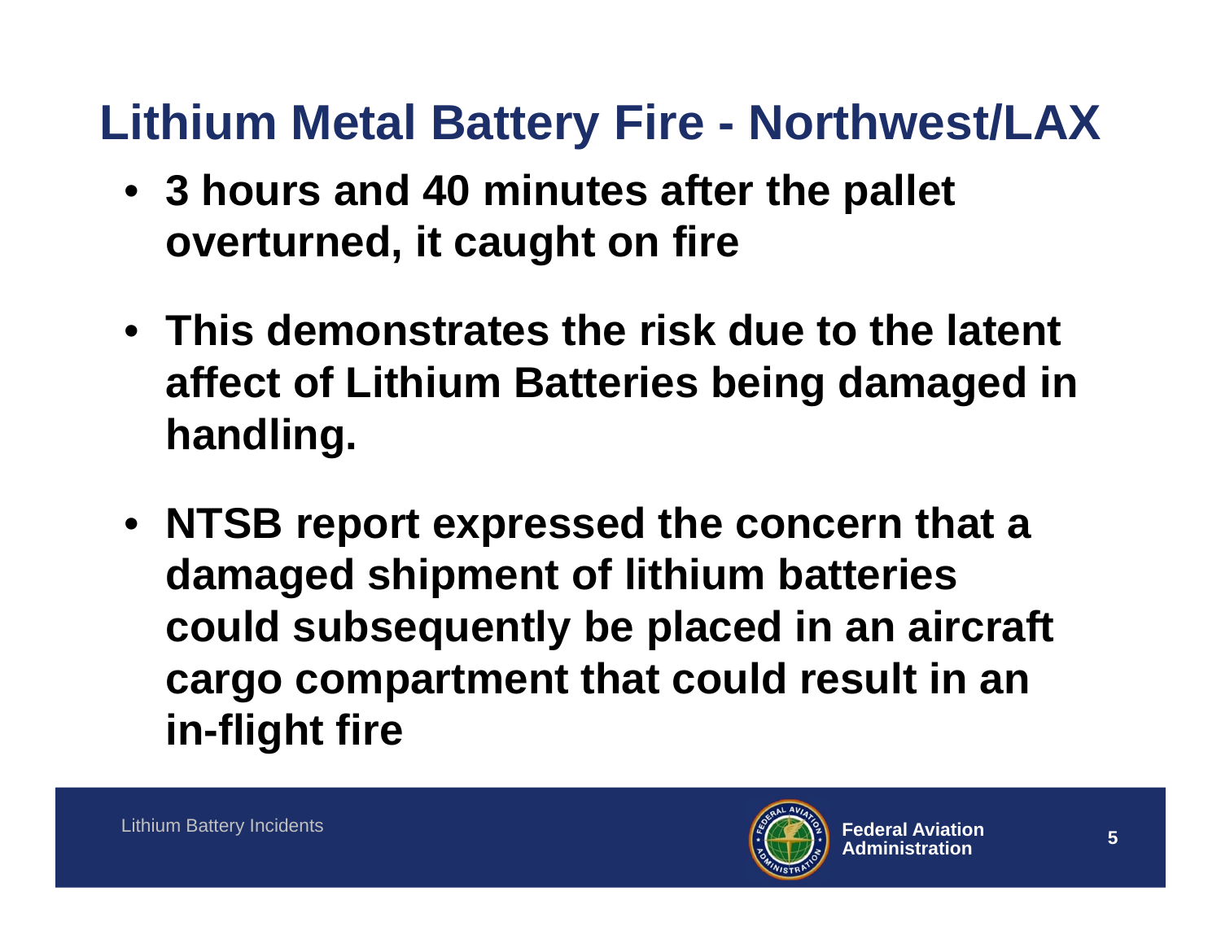# Lithium Metal Battery Fire - Northwest/LAX

- **3 hours and 40 minutes after the pallet overturned, it caught on fire**
- **This demonstrates the risk due to the latent affect of Lithium Batteries being damaged in handling.**
- **NTSB report expressed the concern that a damaged shipment of lithium batteries could subsequently be placed in an aircraft cargo compartment that could result in an in-flight fire**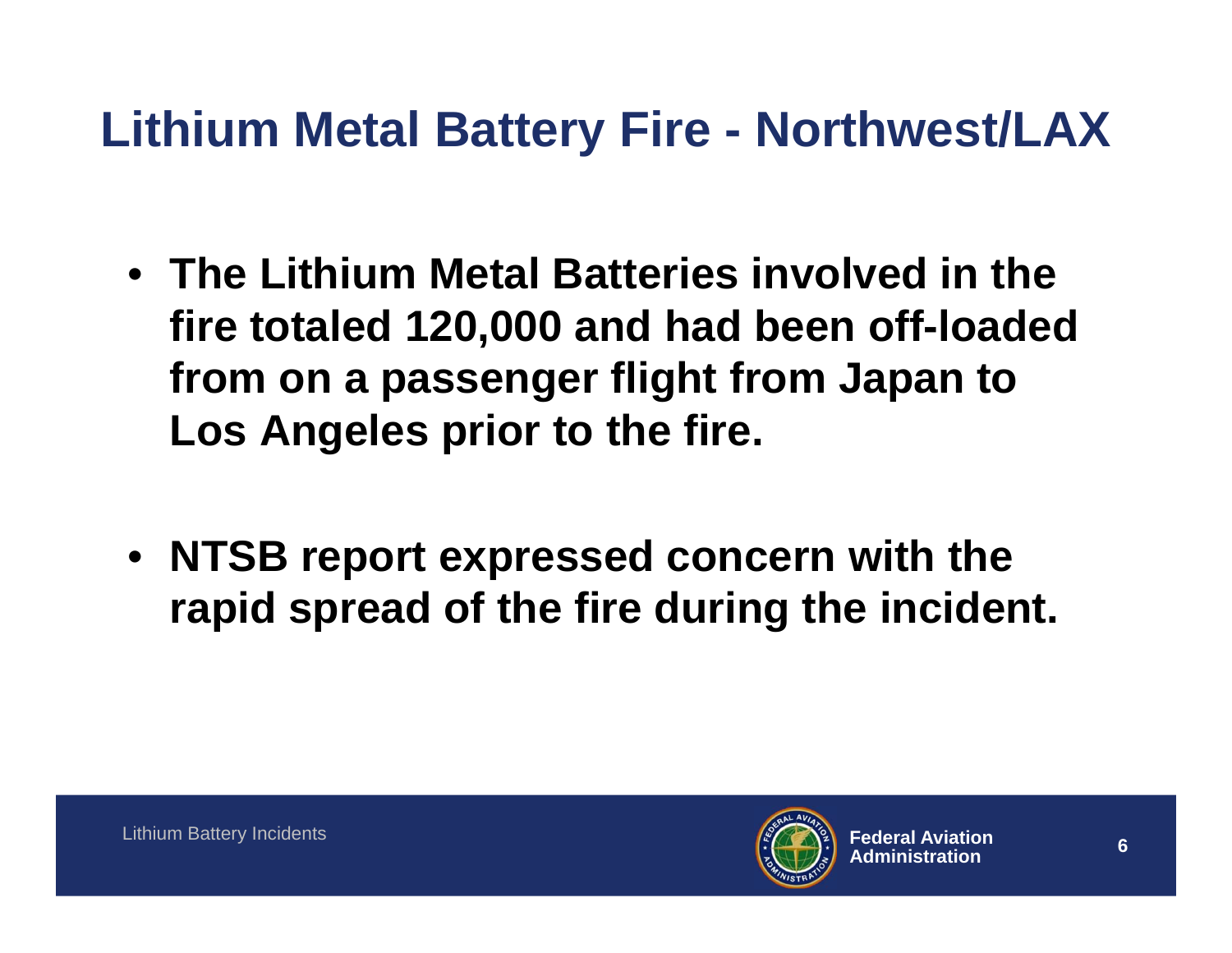# Lithium Metal Battery Fire - Northwest/LAX

- **The Lithium Metal Batteries involved in the fire totaled 120,000 and had been off-loaded from on a passenger flight from Japan to Los Angeles prior to the fire.**

- **NTSB report expressed concern with the rapid spread of the fire during the incident.**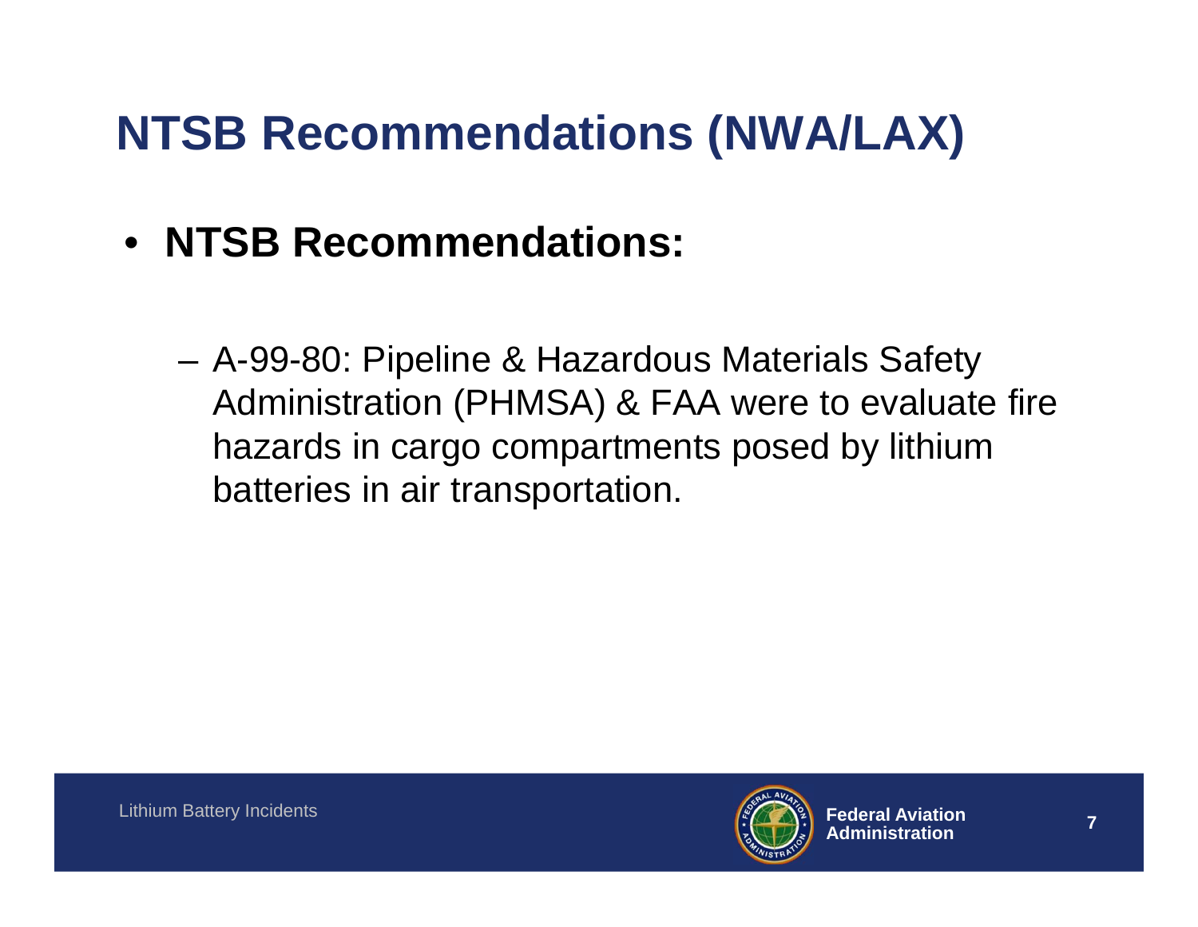# NTSB Recommendations (NWA/LAX)

- **NTSB Recommendations:**
  - A-99-80: Pipeline & Hazardous Materials Safety Administration (PHMSA) & FAA were to evaluate fire hazards in cargo compartments posed by lithium batteries in air transportation.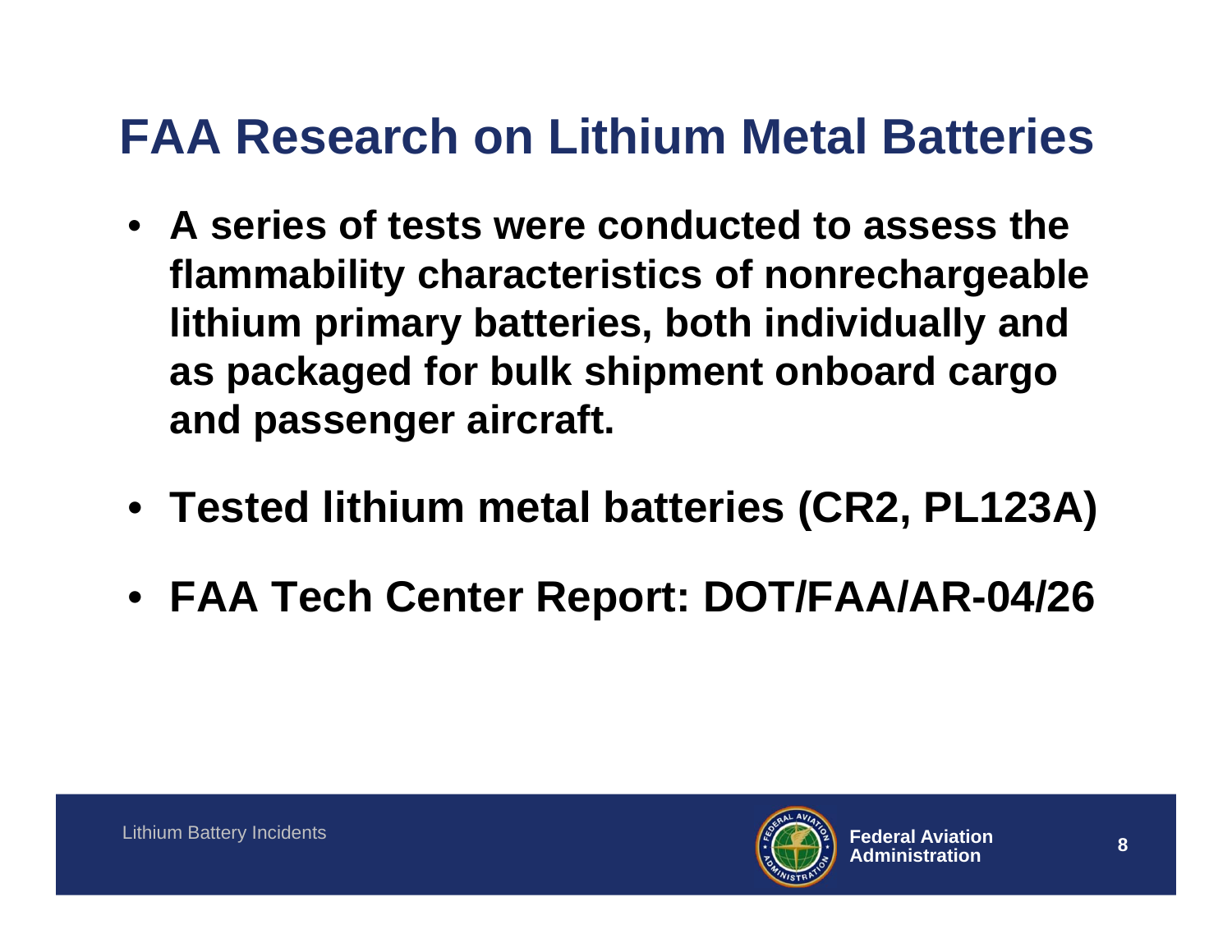# FAA Research on Lithium Metal Batteries

- A series of tests were conducted to assess the flammability characteristics of nonrechargeable lithium primary batteries, both individually and as packaged for bulk shipment onboard cargo and passenger aircraft.
- Tested lithium metal batteries (CR2, PL123A)
- FAA Tech Center Report: DOT/FAA/AR-04/26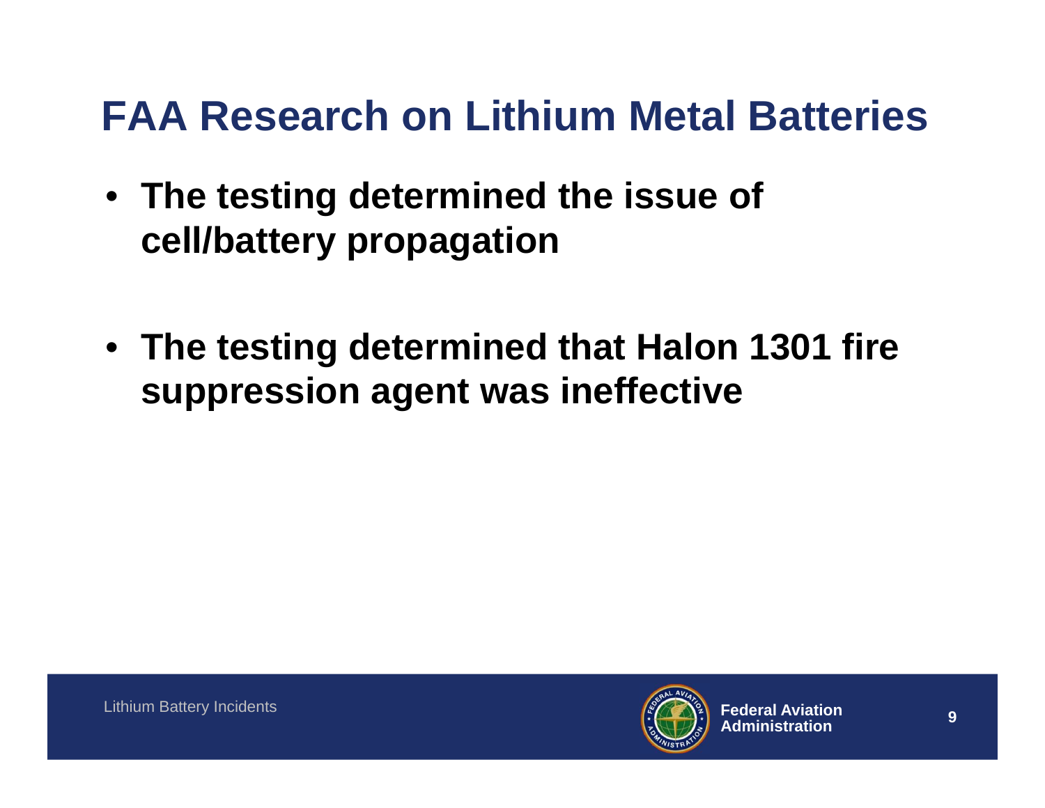# FAA Research on Lithium Metal Batteries

- **The testing determined the issue of cell/battery propagation**

- **The testing determined that Halon 1301 fire suppression agent was ineffective**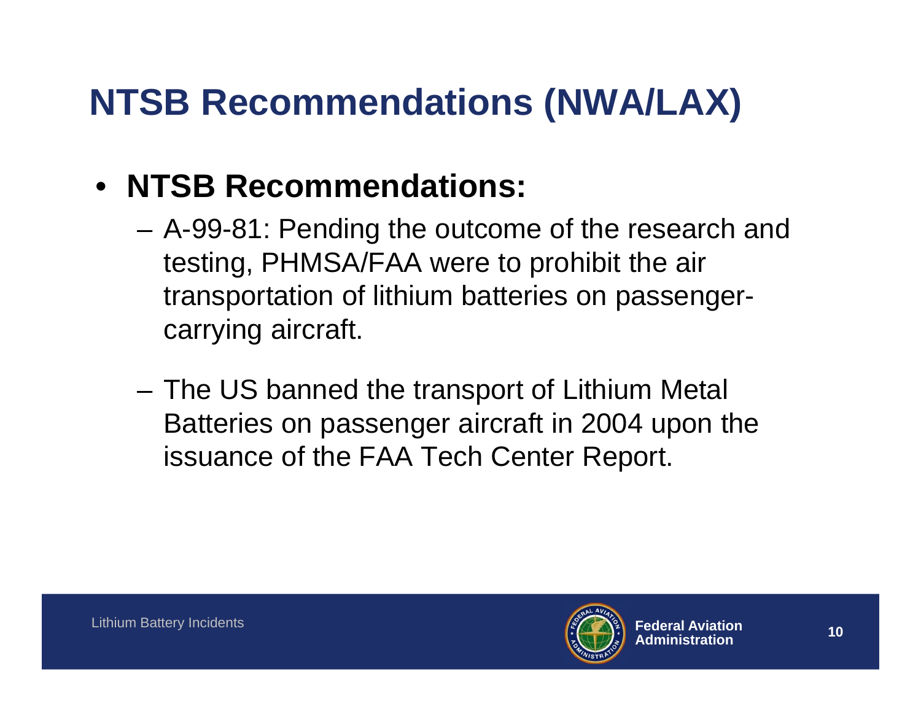# NTSB Recommendations (NWA/LAX)

- **NTSB Recommendations:**
  - A-99-81: Pending the outcome of the research and testing, PHMSA/FAA were to prohibit the air transportation of lithium batteries on passenger-carrying aircraft.
  - The US banned the transport of Lithium Metal Batteries on passenger aircraft in 2004 upon the issuance of the FAA Tech Center Report.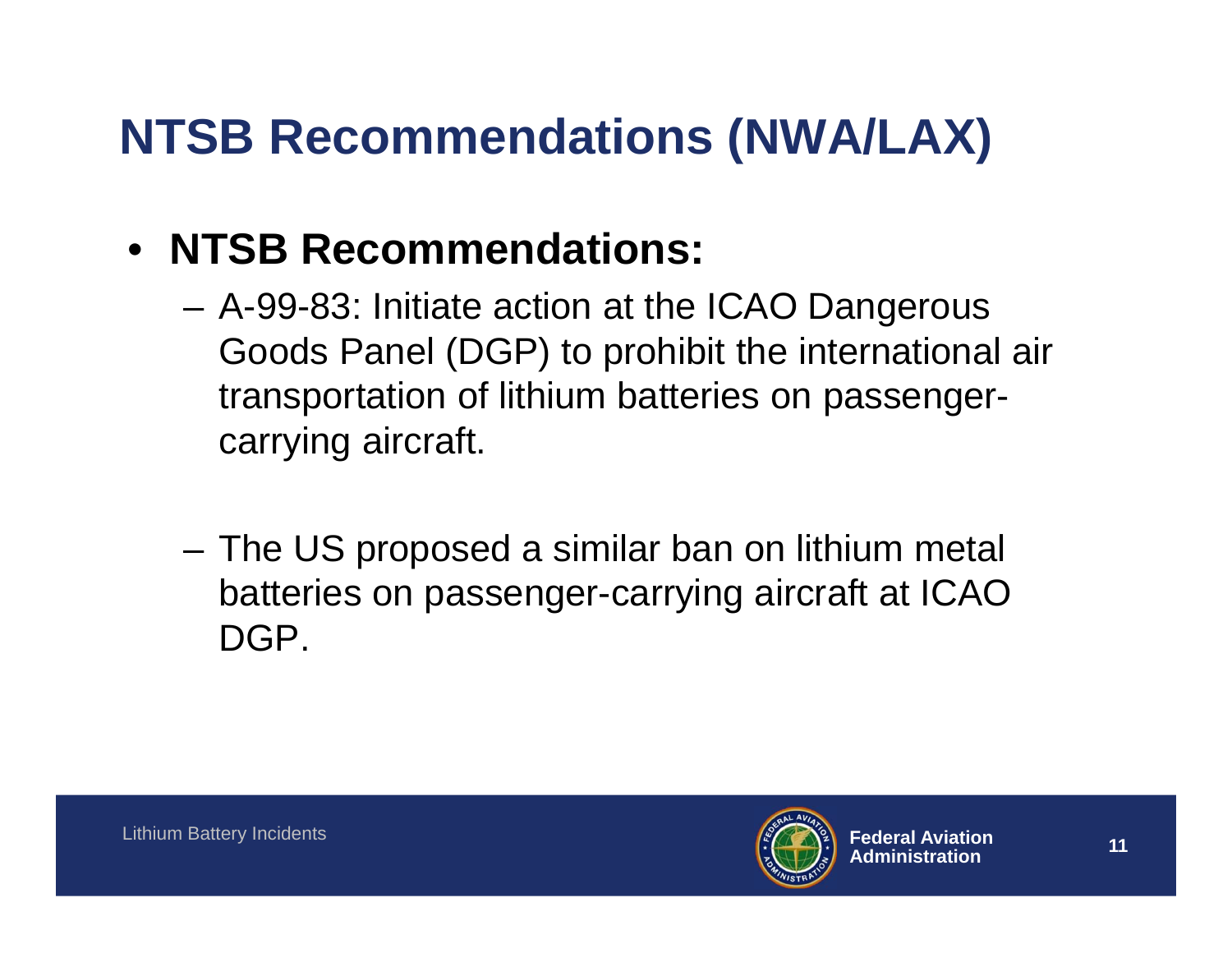# NTSB Recommendations (NWA/LAX)

- **NTSB Recommendations:**
  - A-99-83: Initiate action at the ICAO Dangerous Goods Panel (DGP) to prohibit the international air transportation of lithium batteries on passenger-carrying aircraft.
  - The US proposed a similar ban on lithium metal batteries on passenger-carrying aircraft at ICAO DGP.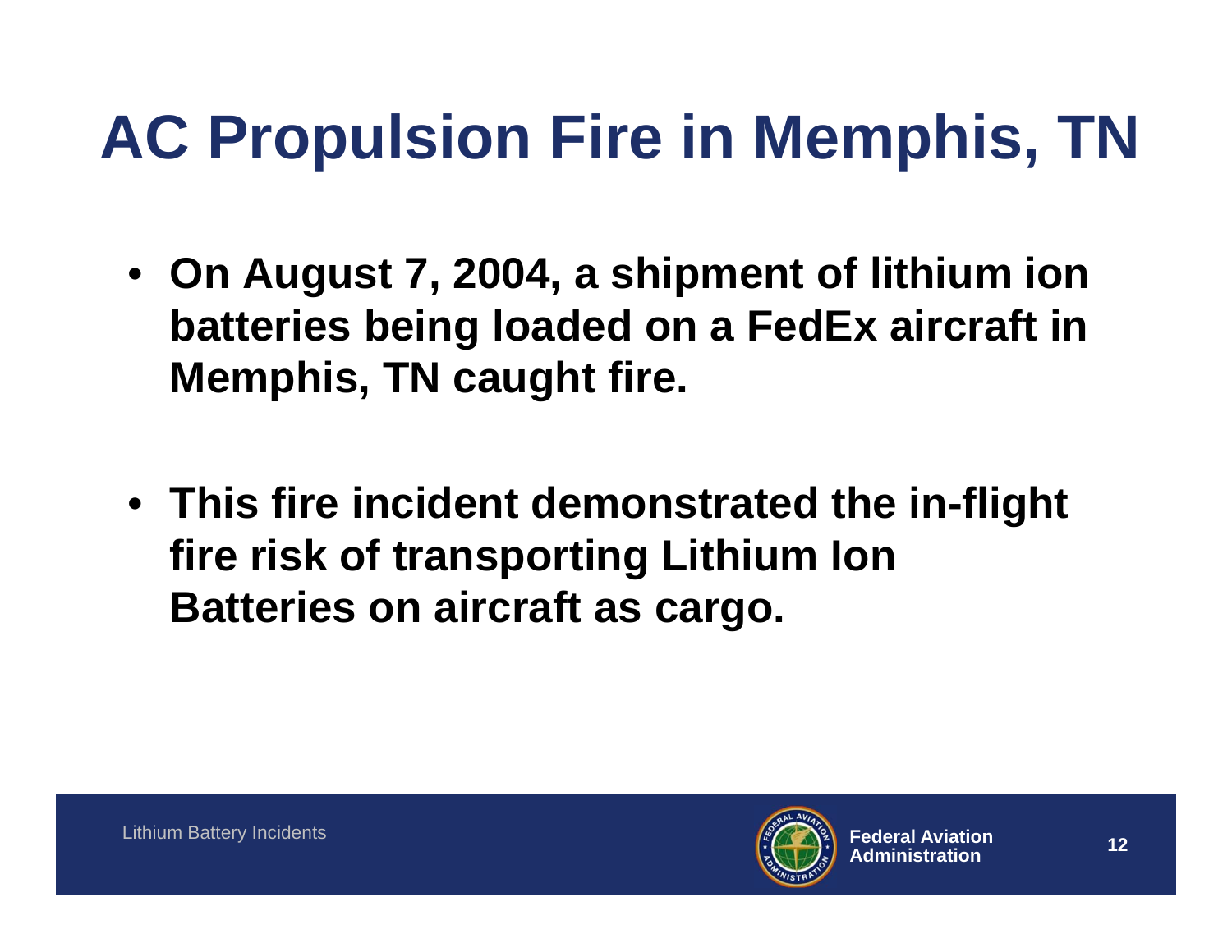# AC Propulsion Fire in Memphis, TN

- **On August 7, 2004, a shipment of lithium ion batteries being loaded on a FedEx aircraft in Memphis, TN caught fire.**
- **This fire incident demonstrated the in-flight fire risk of transporting Lithium Ion Batteries on aircraft as cargo.**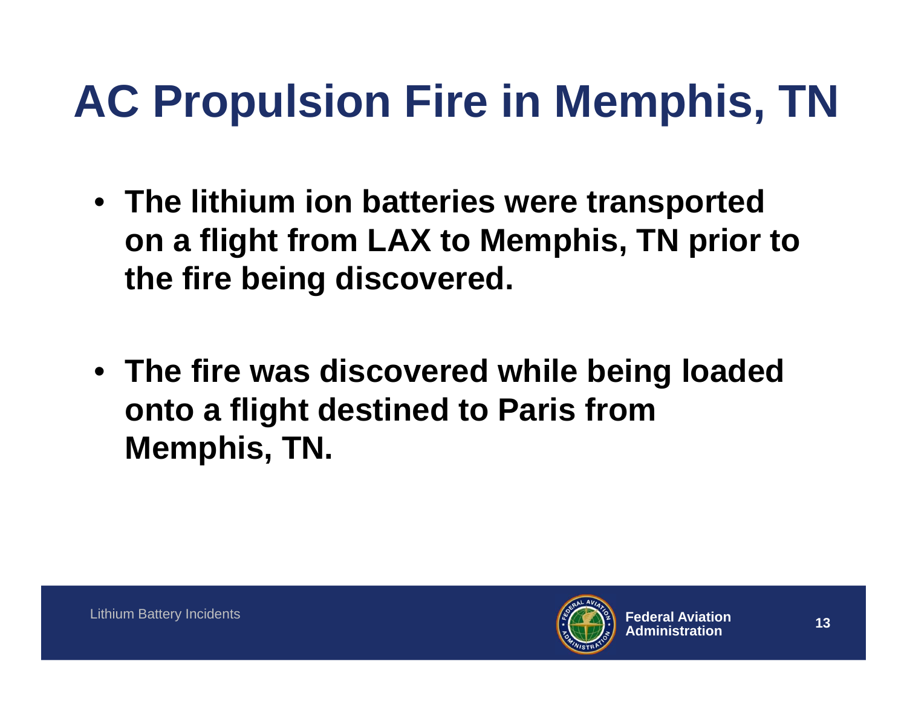# AC Propulsion Fire in Memphis, TN

- **The lithium ion batteries were transported on a flight from LAX to Memphis, TN prior to the fire being discovered.**

- **The fire was discovered while being loaded onto a flight destined to Paris from Memphis, TN.**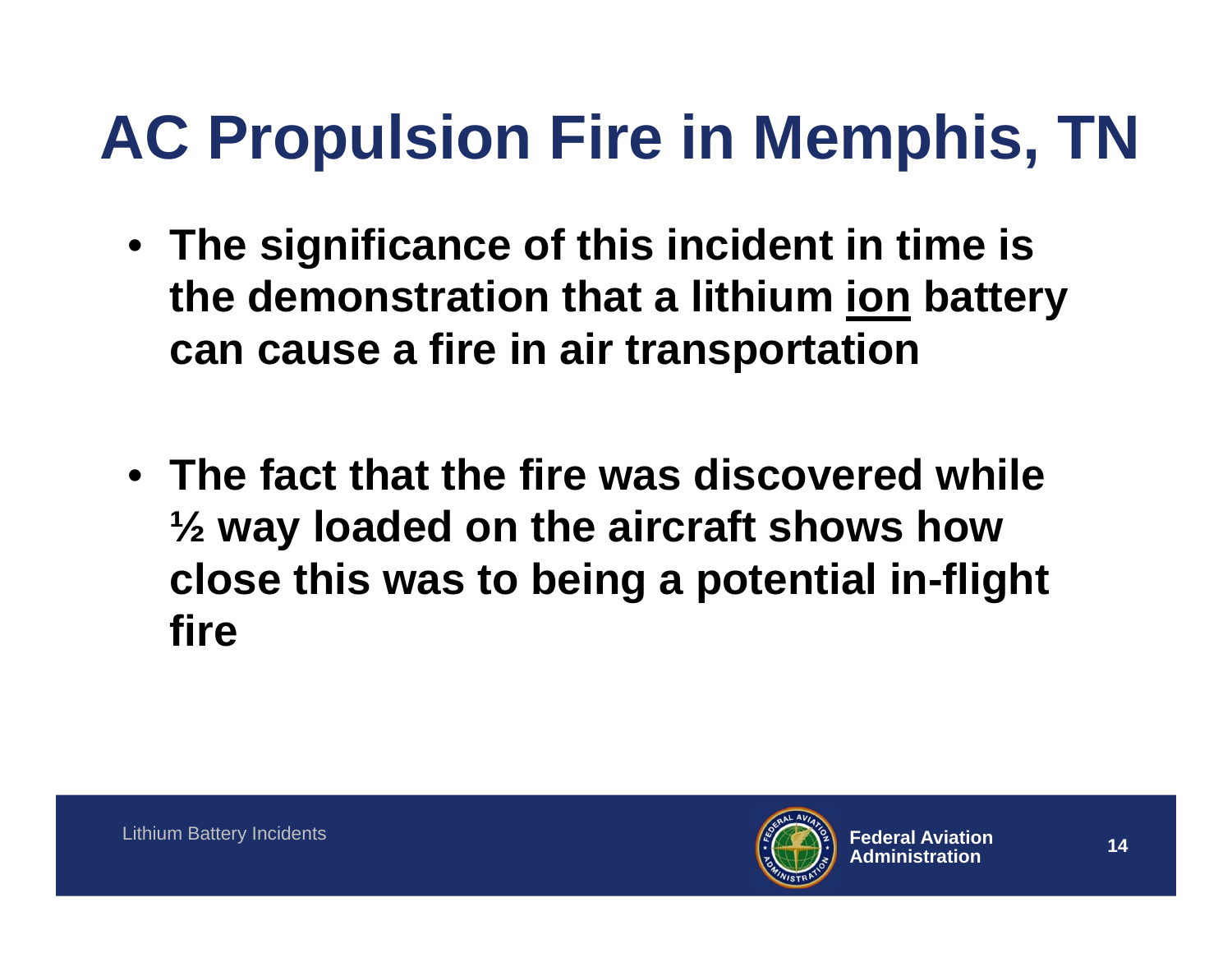# AC Propulsion Fire in Memphis, TN

- **The significance of this incident in time is the demonstration that a lithium <u>ion</u> battery can cause a fire in air transportation**

- **The fact that the fire was discovered while ½ way loaded on the aircraft shows how close this was to being a potential in-flight fire**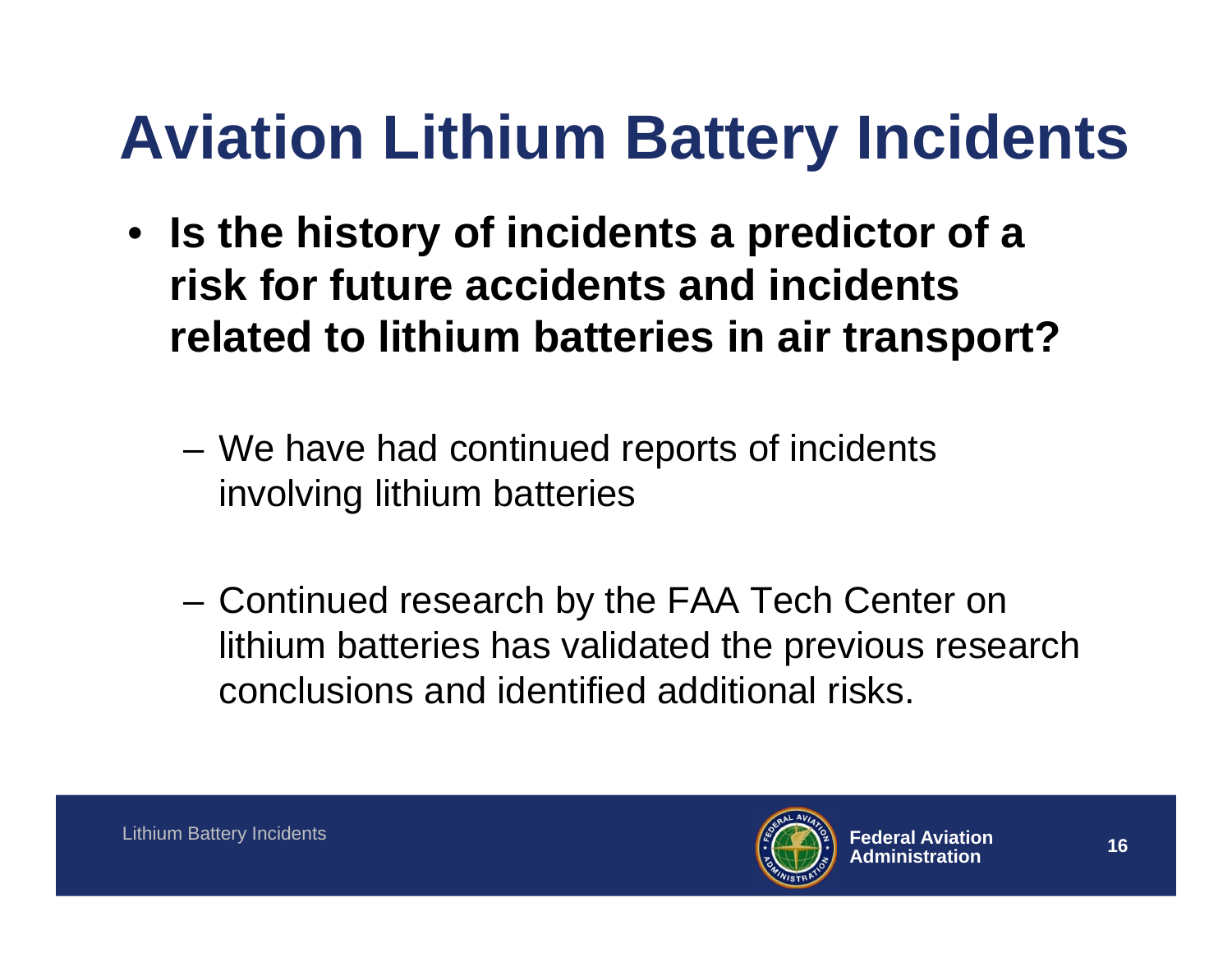# Aviation Lithium Battery Incidents

- **Is the history of incidents a predictor of a risk for future accidents and incidents related to lithium batteries in air transport?**
  - We have had continued reports of incidents involving lithium batteries
  - Continued research by the FAA Tech Center on lithium batteries has validated the previous research conclusions and identified additional risks.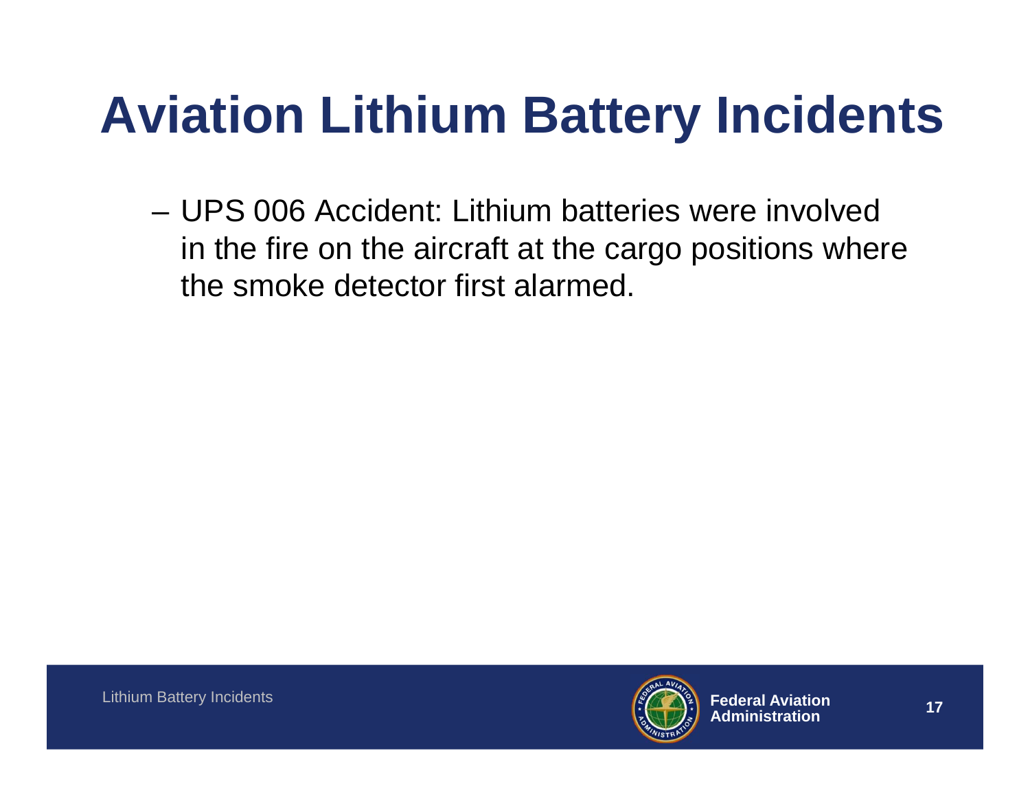# Aviation Lithium Battery Incidents

- UPS 006 Accident: Lithium batteries were involved in the fire on the aircraft at the cargo positions where the smoke detector first alarmed.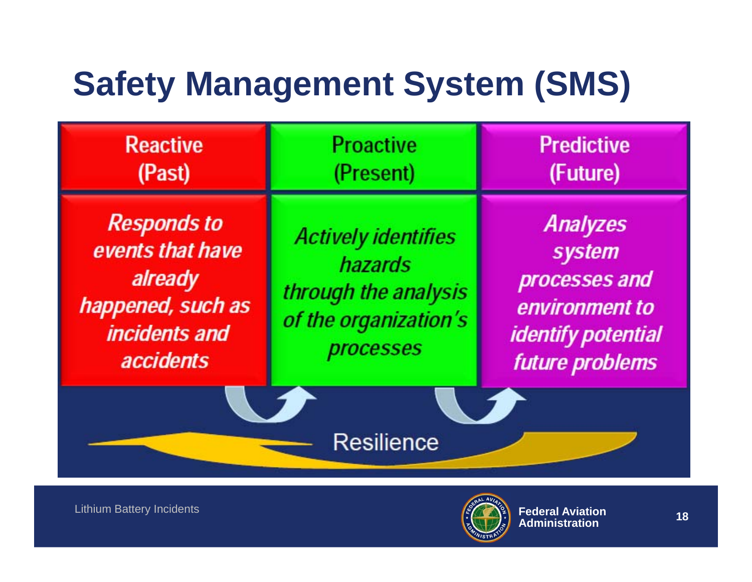# Safety Management System (SMS)

| Reactive (Past) | Proactive (Present) | Predictive (Future) |
| --- | --- | --- |
| *Responds to events that have already happened, such as incidents and accidents* | *Actively identifies hazards through the analysis of the organization's processes* | *Analyzes system processes and environment to identify potential future problems* |

Resilience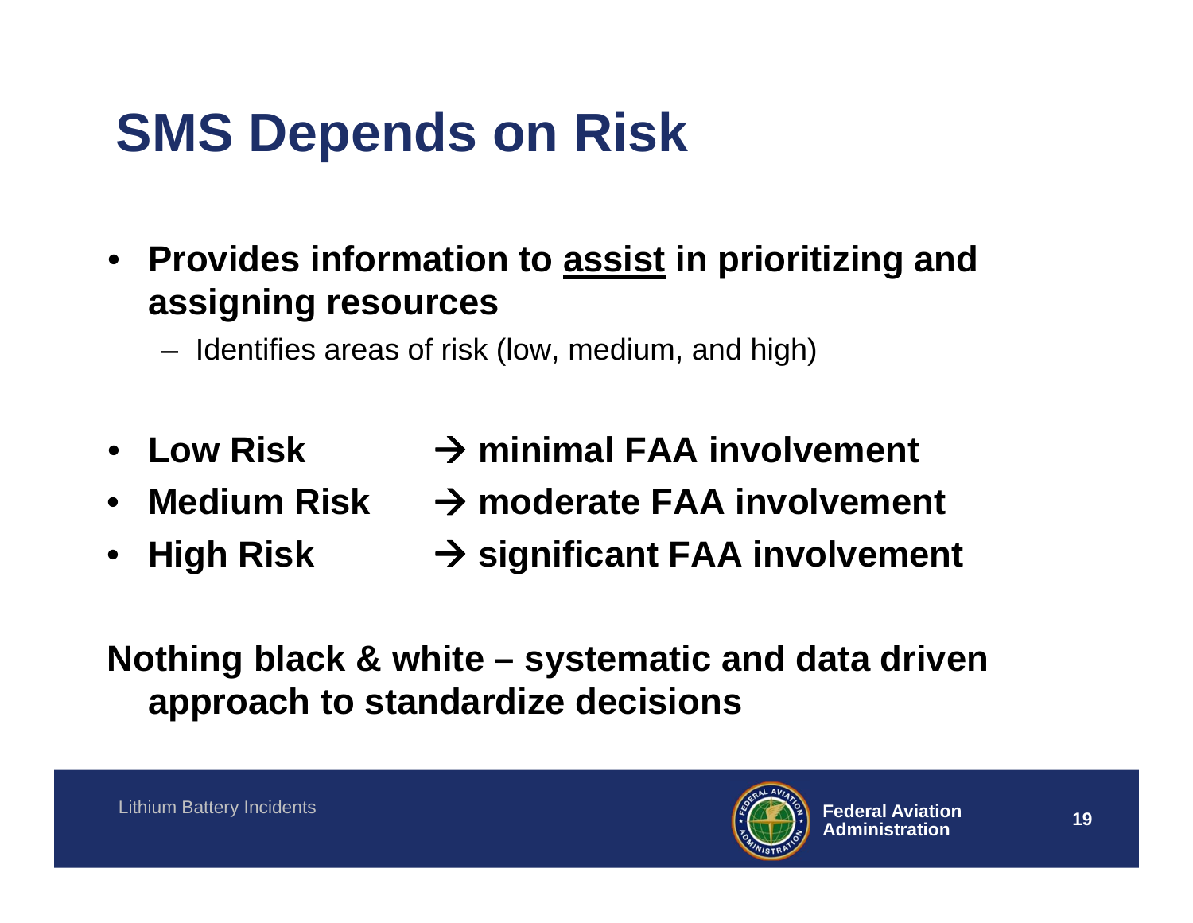# SMS Depends on Risk

- **Provides information to <u>assist</u> in prioritizing and assigning resources**
  - Identifies areas of risk (low, medium, and high)

- **Low Risk → minimal FAA involvement**
- **Medium Risk → moderate FAA involvement**
- **High Risk → significant FAA involvement**

**Nothing black & white – systematic and data driven approach to standardize decisions**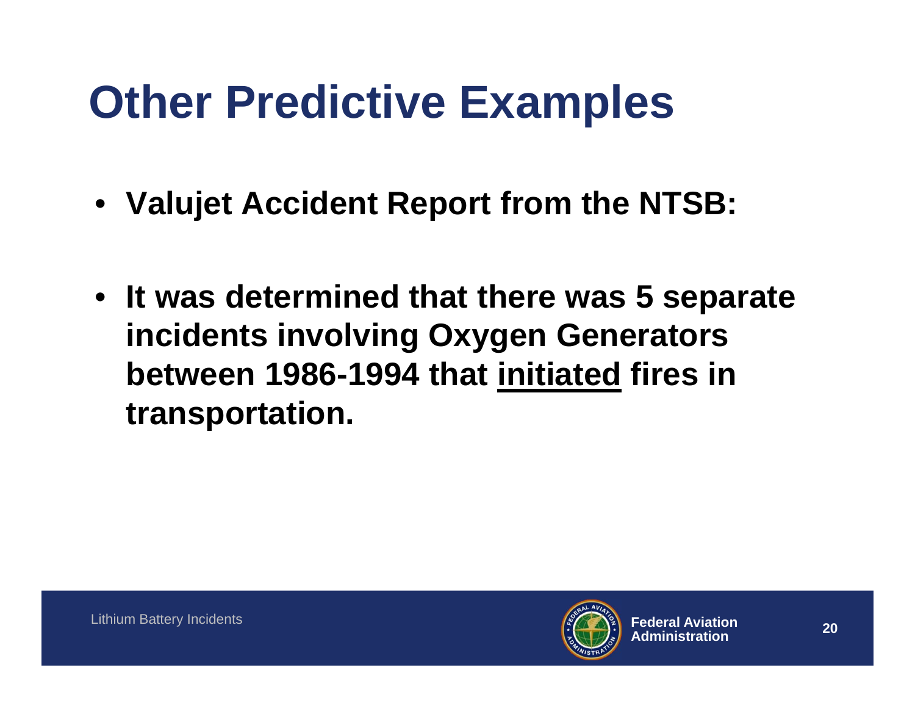# Other Predictive Examples

- **Valujet Accident Report from the NTSB:**

- **It was determined that there was 5 separate incidents involving Oxygen Generators between 1986-1994 that <u>initiated</u> fires in transportation.**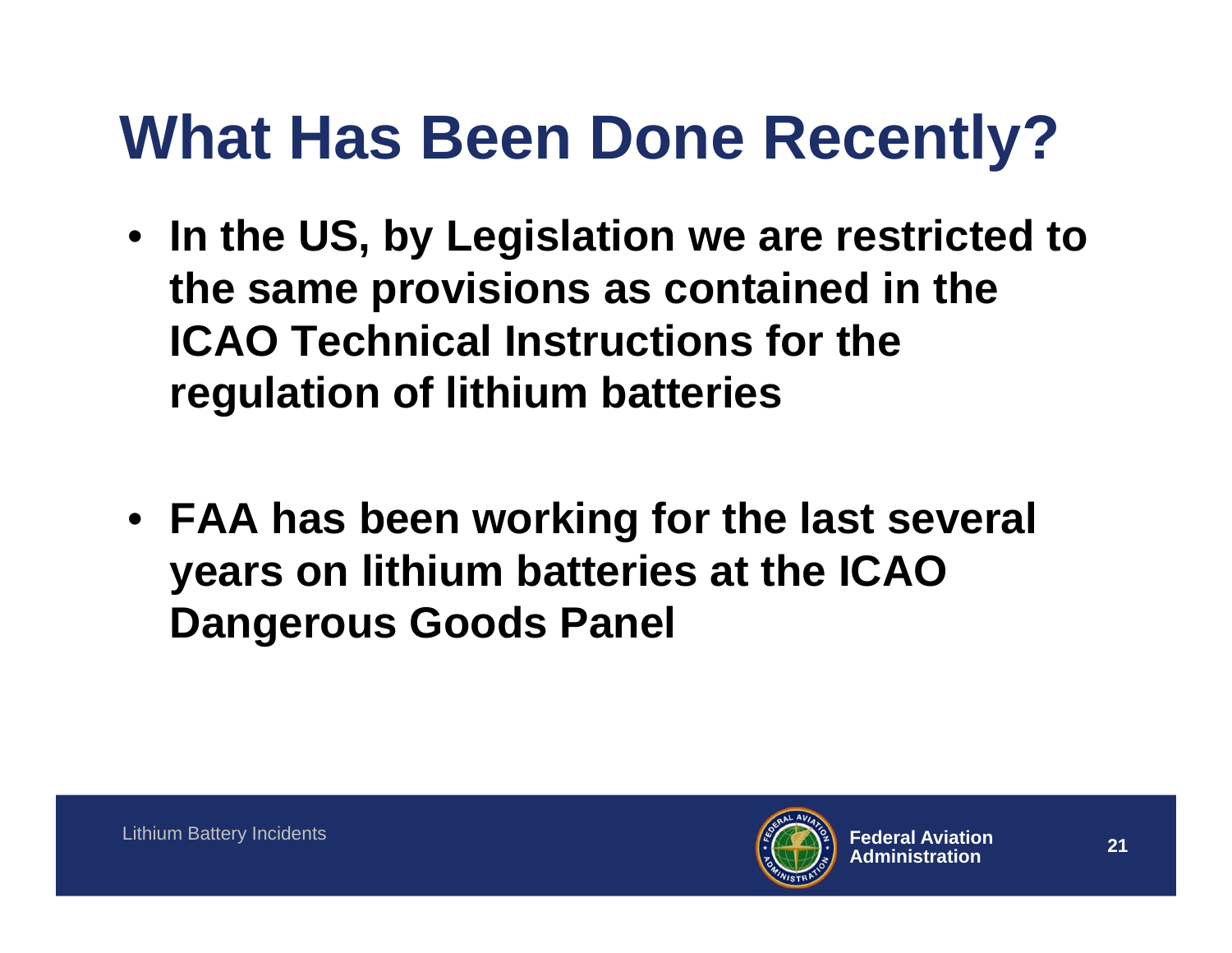# What Has Been Done Recently?

- **In the US, by Legislation we are restricted to the same provisions as contained in the ICAO Technical Instructions for the regulation of lithium batteries**

- **FAA has been working for the last several years on lithium batteries at the ICAO Dangerous Goods Panel**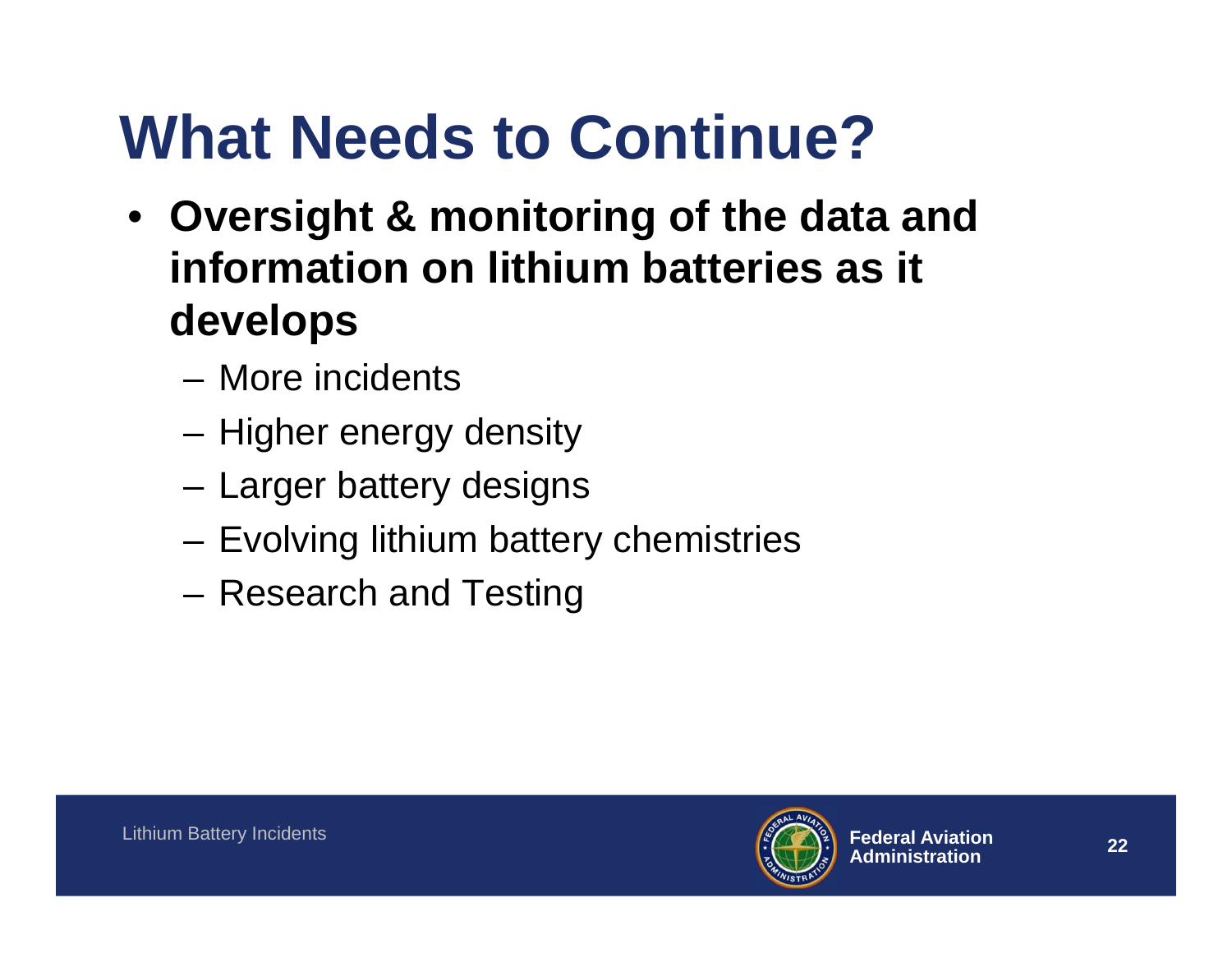# What Needs to Continue?

- **Oversight & monitoring of the data and information on lithium batteries as it develops**
  - More incidents
  - Higher energy density
  - Larger battery designs
  - Evolving lithium battery chemistries
  - Research and Testing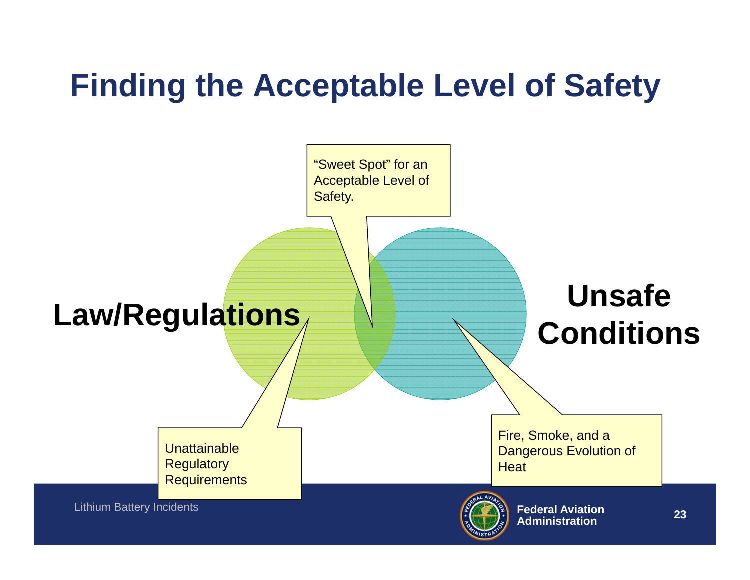# Finding the Acceptable Level of Safety

"Sweet Spot" for an Acceptable Level of Safety.

**Law/Regulations**

**Unsafe Conditions**

Unattainable Regulatory Requirements

Fire, Smoke, and a Dangerous Evolution of Heat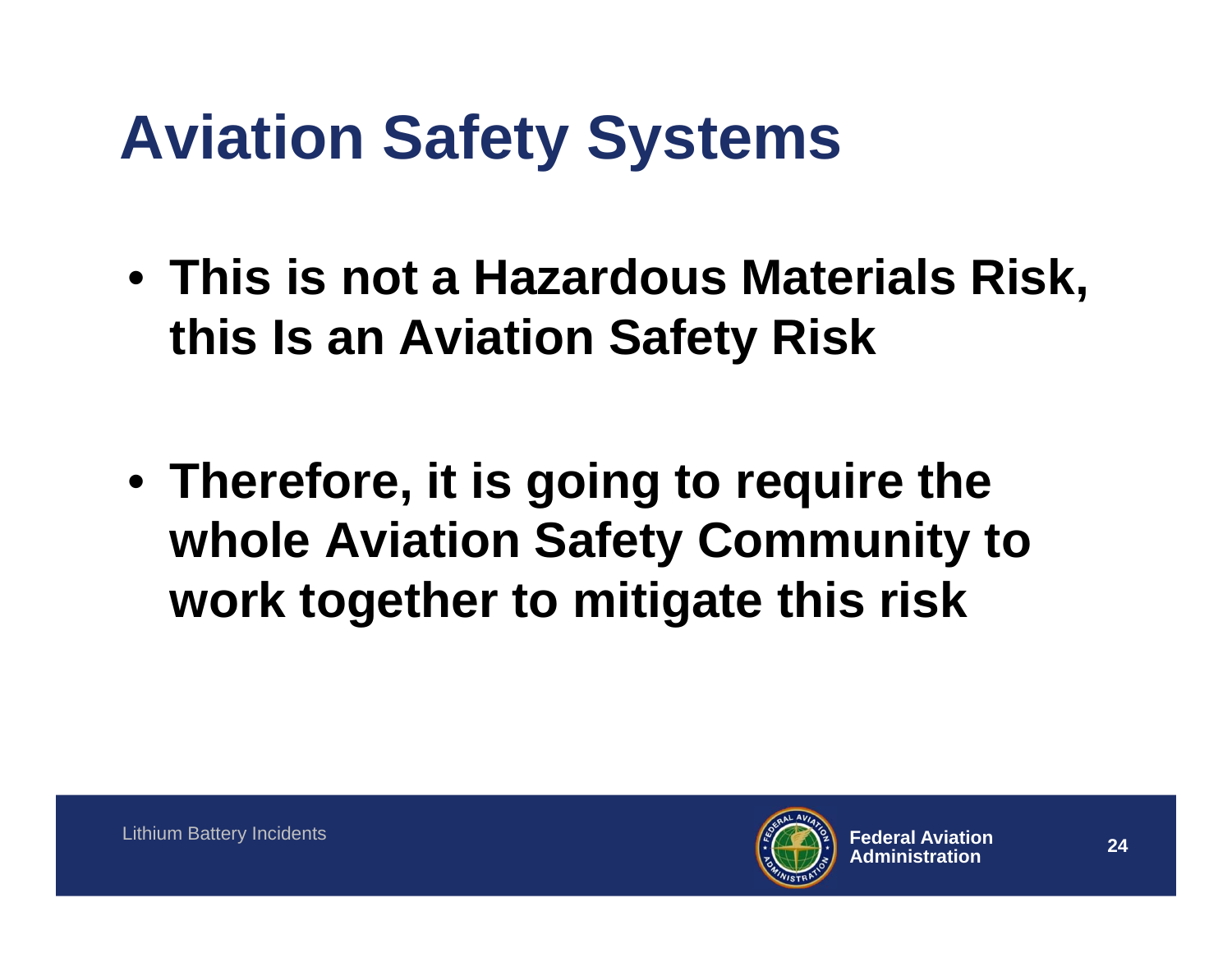# Aviation Safety Systems

- **This is not a Hazardous Materials Risk, this Is an Aviation Safety Risk**
- **Therefore, it is going to require the whole Aviation Safety Community to work together to mitigate this risk**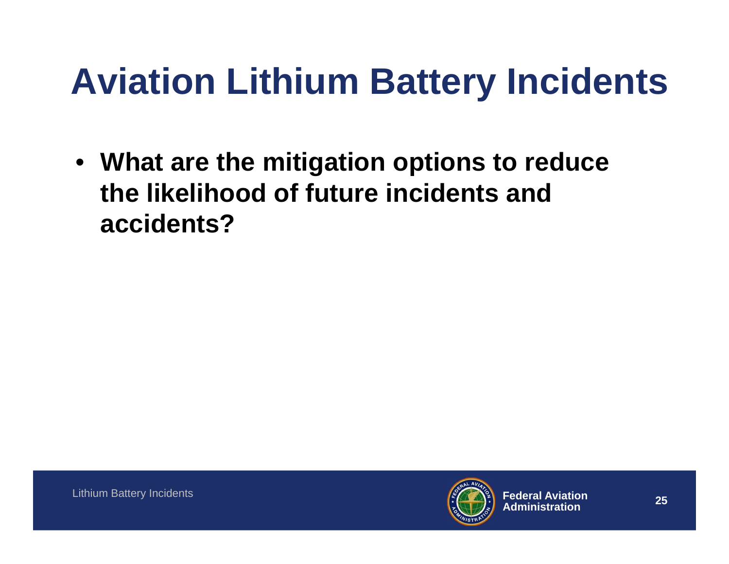# Aviation Lithium Battery Incidents

- **What are the mitigation options to reduce the likelihood of future incidents and accidents?**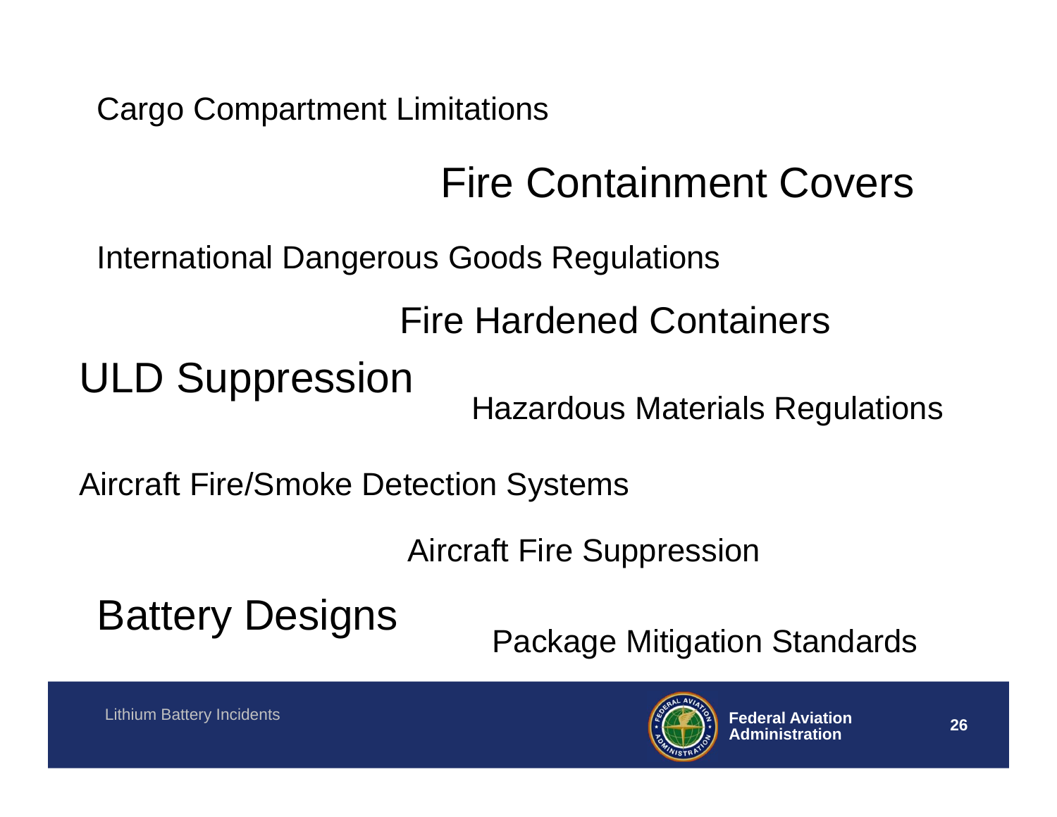Cargo Compartment Limitations

Fire Containment Covers

International Dangerous Goods Regulations

Fire Hardened Containers

ULD Suppression

Hazardous Materials Regulations

Aircraft Fire/Smoke Detection Systems

Aircraft Fire Suppression

Battery Designs

Package Mitigation Standards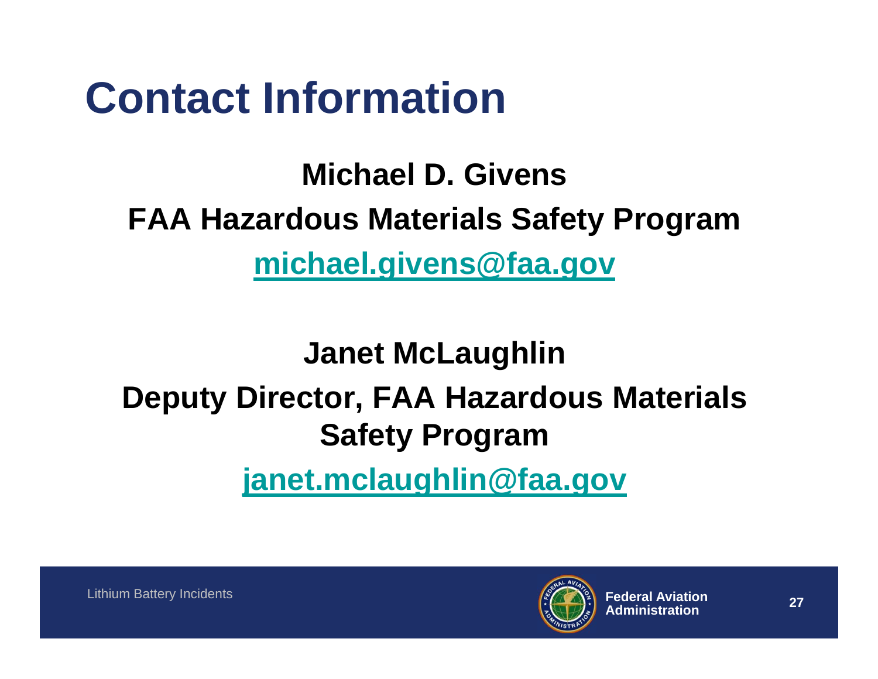# Contact Information

**Michael D. Givens**

**FAA Hazardous Materials Safety Program**

**michael.givens@faa.gov**

**Janet McLaughlin**

**Deputy Director, FAA Hazardous Materials Safety Program**

**janet.mclaughlin@faa.gov**